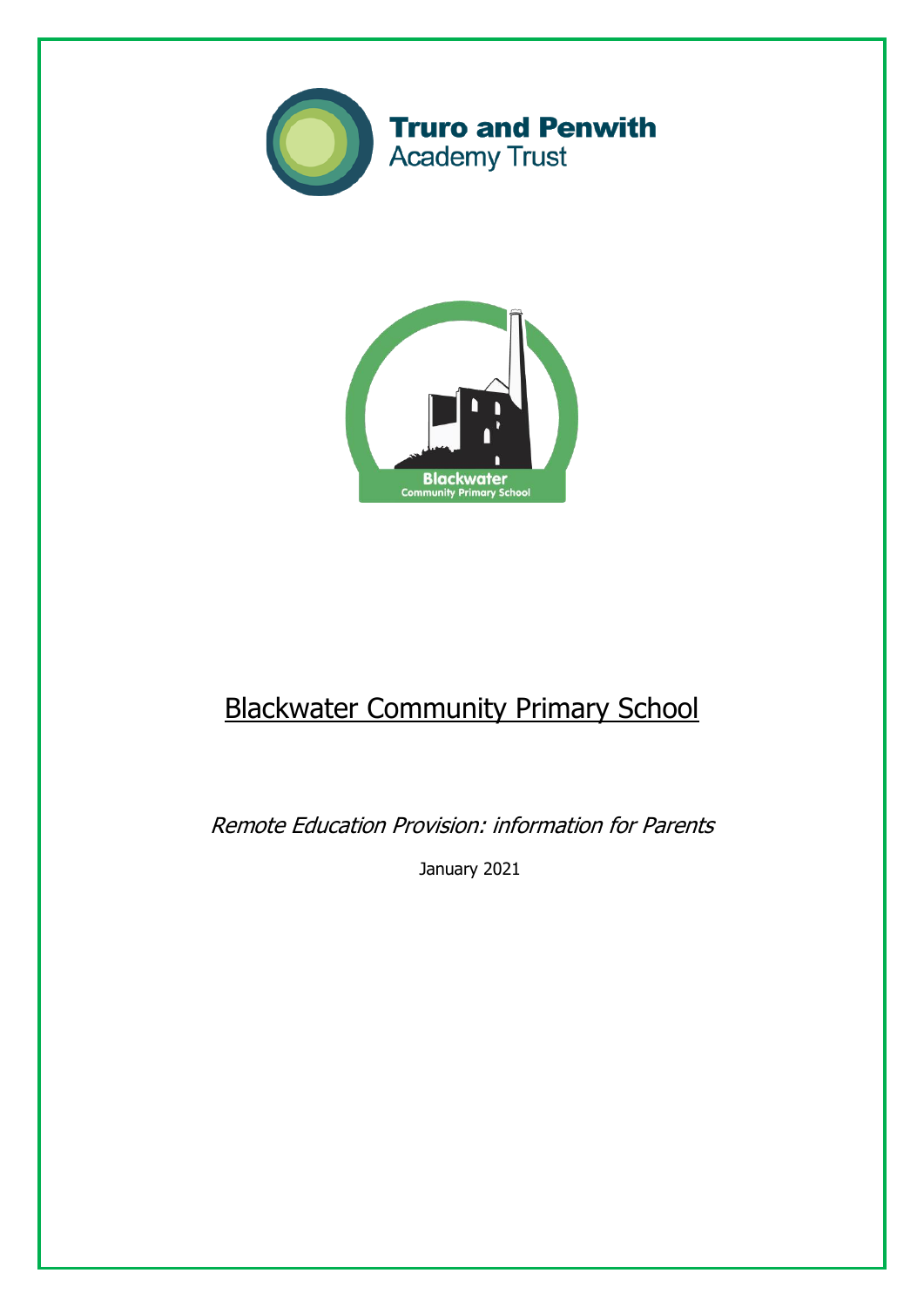Truro and Penwith Academy Trust

Blackwater Community Primary School

# Blackwater Community Primary School

*Remote Education Provision: information for Parents*

January 2021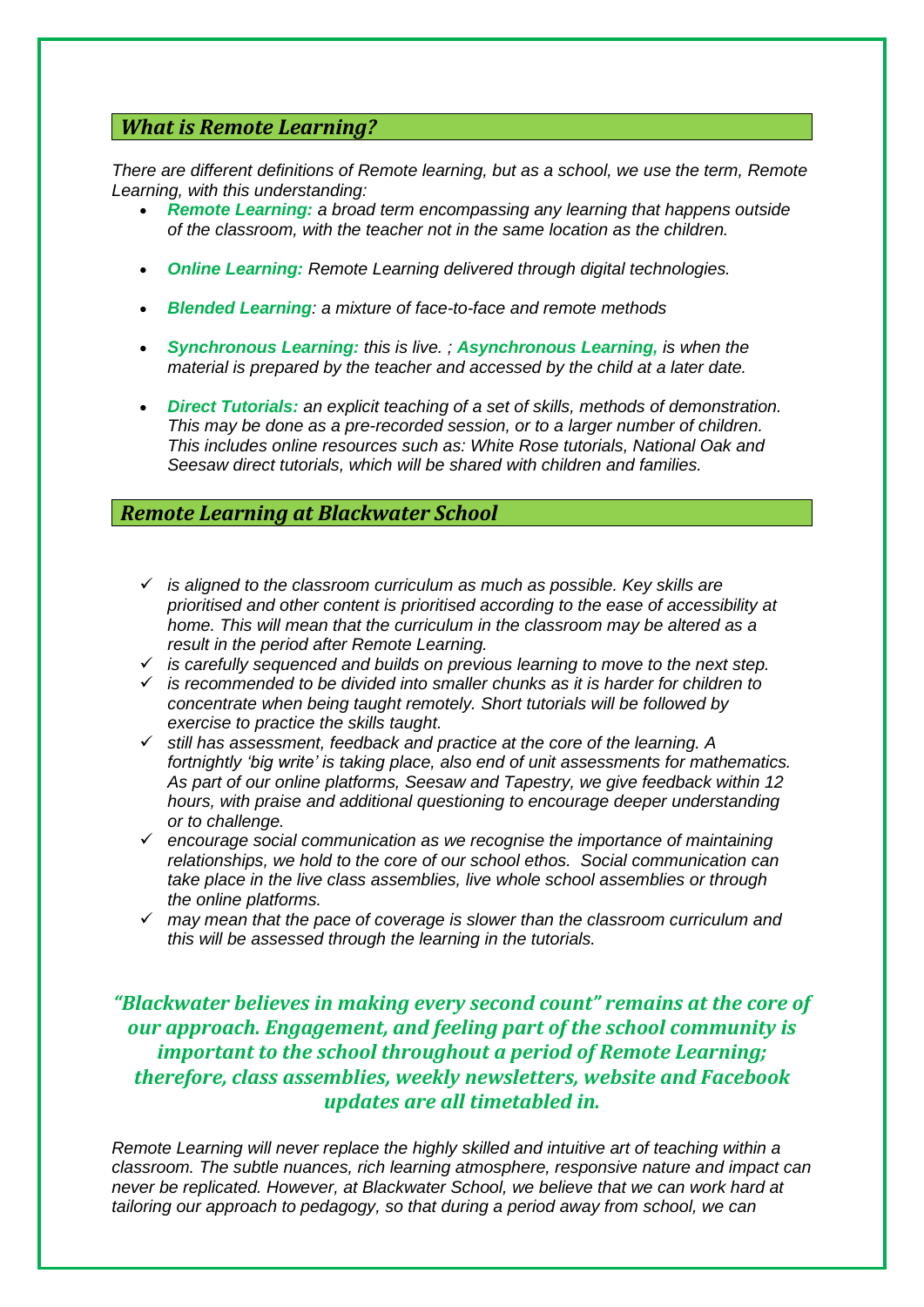## *What is Remote Learning?*

*There are different definitions of Remote learning, but as a school, we use the term, Remote Learning, with this understanding:*

- ***Remote Learning:*** *a broad term encompassing any learning that happens outside of the classroom, with the teacher not in the same location as the children.*
- ***Online Learning:*** *Remote Learning delivered through digital technologies.*
- ***Blended Learning****: a mixture of face-to-face and remote methods*
- ***Synchronous Learning:*** *this is live. ;* ***Asynchronous Learning,*** *is when the material is prepared by the teacher and accessed by the child at a later date.*
- ***Direct Tutorials:*** *an explicit teaching of a set of skills, methods of demonstration. This may be done as a pre-recorded session, or to a larger number of children. This includes online resources such as: White Rose tutorials, National Oak and Seesaw direct tutorials, which will be shared with children and families.*

## *Remote Learning at Blackwater School*

- ✓ *is aligned to the classroom curriculum as much as possible. Key skills are prioritised and other content is prioritised according to the ease of accessibility at home. This will mean that the curriculum in the classroom may be altered as a result in the period after Remote Learning.*
- ✓ *is carefully sequenced and builds on previous learning to move to the next step.*
- ✓ *is recommended to be divided into smaller chunks as it is harder for children to concentrate when being taught remotely. Short tutorials will be followed by exercise to practice the skills taught.*
- ✓ *still has assessment, feedback and practice at the core of the learning. A fortnightly 'big write' is taking place, also end of unit assessments for mathematics. As part of our online platforms, Seesaw and Tapestry, we give feedback within 12 hours, with praise and additional questioning to encourage deeper understanding or to challenge.*
- ✓ *encourage social communication as we recognise the importance of maintaining relationships, we hold to the core of our school ethos. Social communication can take place in the live class assemblies, live whole school assemblies or through the online platforms.*
- ✓ *may mean that the pace of coverage is slower than the classroom curriculum and this will be assessed through the learning in the tutorials.*

***"Blackwater believes in making every second count" remains at the core of our approach. Engagement, and feeling part of the school community is important to the school throughout a period of Remote Learning; therefore, class assemblies, weekly newsletters, website and Facebook updates are all timetabled in.***

*Remote Learning will never replace the highly skilled and intuitive art of teaching within a classroom. The subtle nuances, rich learning atmosphere, responsive nature and impact can never be replicated. However, at Blackwater School, we believe that we can work hard at tailoring our approach to pedagogy, so that during a period away from school, we can*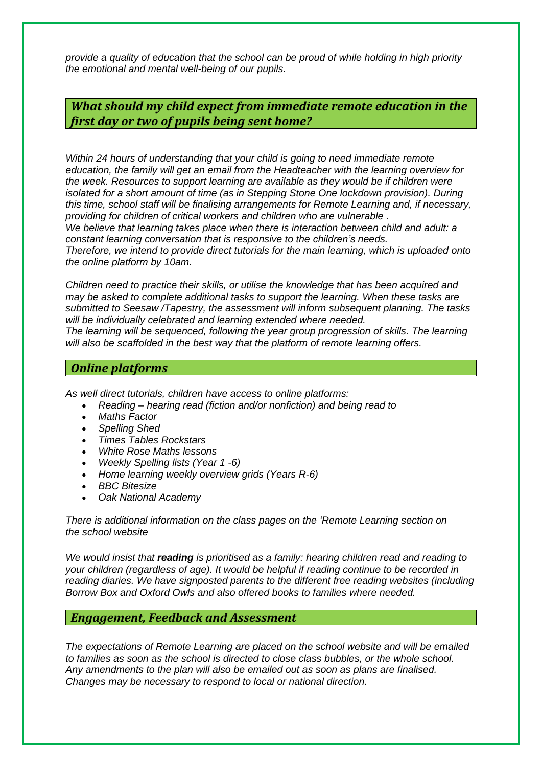*provide a quality of education that the school can be proud of while holding in high priority the emotional and mental well-being of our pupils.*

## *What should my child expect from immediate remote education in the first day or two of pupils being sent home?*

*Within 24 hours of understanding that your child is going to need immediate remote education, the family will get an email from the Headteacher with the learning overview for the week. Resources to support learning are available as they would be if children were isolated for a short amount of time (as in Stepping Stone One lockdown provision). During this time, school staff will be finalising arrangements for Remote Learning and, if necessary, providing for children of critical workers and children who are vulnerable .*

*We believe that learning takes place when there is interaction between child and adult: a constant learning conversation that is responsive to the children's needs.*

*Therefore, we intend to provide direct tutorials for the main learning, which is uploaded onto the online platform by 10am.*

*Children need to practice their skills, or utilise the knowledge that has been acquired and may be asked to complete additional tasks to support the learning. When these tasks are submitted to Seesaw /Tapestry, the assessment will inform subsequent planning. The tasks will be individually celebrated and learning extended where needed.*

*The learning will be sequenced, following the year group progression of skills. The learning will also be scaffolded in the best way that the platform of remote learning offers.*

## *Online platforms*

*As well direct tutorials, children have access to online platforms:*

- *Reading – hearing read (fiction and/or nonfiction) and being read to*
- *Maths Factor*
- *Spelling Shed*
- *Times Tables Rockstars*
- *White Rose Maths lessons*
- *Weekly Spelling lists (Year 1 -6)*
- *Home learning weekly overview grids (Years R-6)*
- *BBC Bitesize*
- *Oak National Academy*

*There is additional information on the class pages on the 'Remote Learning section on the school website*

*We would insist that **reading** is prioritised as a family: hearing children read and reading to your children (regardless of age). It would be helpful if reading continue to be recorded in reading diaries. We have signposted parents to the different free reading websites (including Borrow Box and Oxford Owls and also offered books to families where needed.*

## *Engagement, Feedback and Assessment*

*The expectations of Remote Learning are placed on the school website and will be emailed to families as soon as the school is directed to close class bubbles, or the whole school. Any amendments to the plan will also be emailed out as soon as plans are finalised. Changes may be necessary to respond to local or national direction.*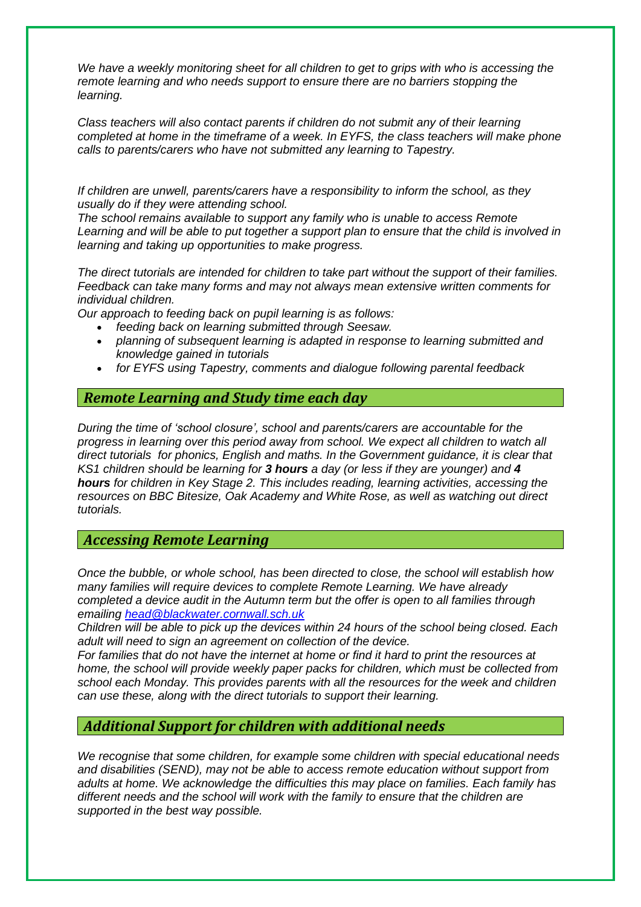*We have a weekly monitoring sheet for all children to get to grips with who is accessing the remote learning and who needs support to ensure there are no barriers stopping the learning.*

*Class teachers will also contact parents if children do not submit any of their learning completed at home in the timeframe of a week. In EYFS, the class teachers will make phone calls to parents/carers who have not submitted any learning to Tapestry.*

*If children are unwell, parents/carers have a responsibility to inform the school, as they usually do if they were attending school.*
*The school remains available to support any family who is unable to access Remote Learning and will be able to put together a support plan to ensure that the child is involved in learning and taking up opportunities to make progress.*

*The direct tutorials are intended for children to take part without the support of their families. Feedback can take many forms and may not always mean extensive written comments for individual children.*
*Our approach to feeding back on pupil learning is as follows:*

- *feeding back on learning submitted through Seesaw.*
- *planning of subsequent learning is adapted in response to learning submitted and knowledge gained in tutorials*
- *for EYFS using Tapestry, comments and dialogue following parental feedback*

## *Remote Learning and Study time each day*

*During the time of 'school closure', school and parents/carers are accountable for the progress in learning over this period away from school. We expect all children to watch all direct tutorials for phonics, English and maths. In the Government guidance, it is clear that KS1 children should be learning for **3 hours** a day (or less if they are younger) and **4 hours** for children in Key Stage 2. This includes reading, learning activities, accessing the resources on BBC Bitesize, Oak Academy and White Rose, as well as watching out direct tutorials.*

## *Accessing Remote Learning*

*Once the bubble, or whole school, has been directed to close, the school will establish how many families will require devices to complete Remote Learning. We have already completed a device audit in the Autumn term but the offer is open to all families through emailing [head@blackwater.cornwall.sch.uk](mailto:head@blackwater.cornwall.sch.uk)*
*Children will be able to pick up the devices within 24 hours of the school being closed. Each adult will need to sign an agreement on collection of the device.*
*For families that do not have the internet at home or find it hard to print the resources at home, the school will provide weekly paper packs for children, which must be collected from school each Monday. This provides parents with all the resources for the week and children can use these, along with the direct tutorials to support their learning.*

## *Additional Support for children with additional needs*

*We recognise that some children, for example some children with special educational needs and disabilities (SEND), may not be able to access remote education without support from adults at home. We acknowledge the difficulties this may place on families. Each family has different needs and the school will work with the family to ensure that the children are supported in the best way possible.*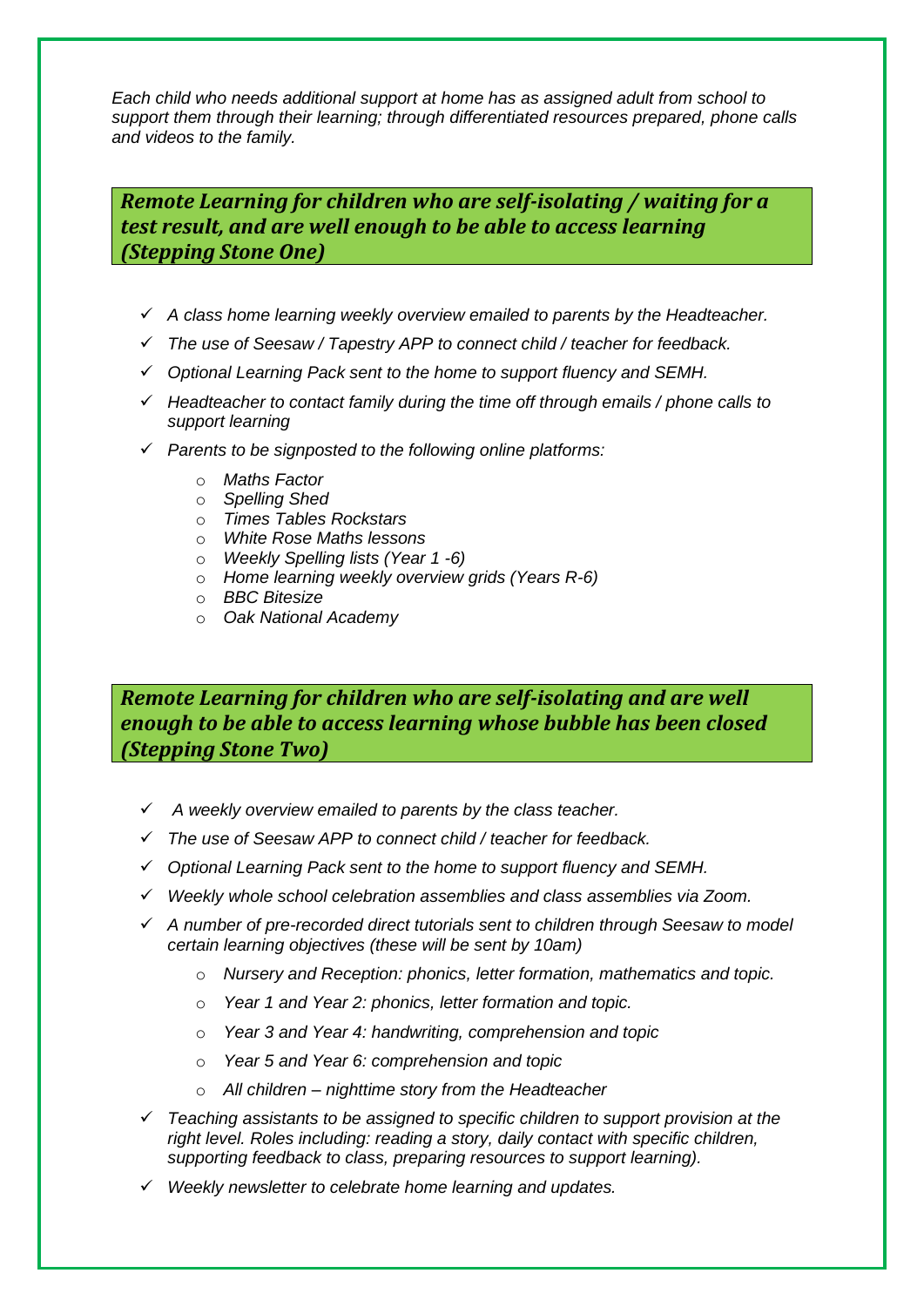*Each child who needs additional support at home has as assigned adult from school to support them through their learning; through differentiated resources prepared, phone calls and videos to the family.*

## *Remote Learning for children who are self-isolating / waiting for a test result, and are well enough to be able to access learning (Stepping Stone One)*

- ✓ *A class home learning weekly overview emailed to parents by the Headteacher.*
- ✓ *The use of Seesaw / Tapestry APP to connect child / teacher for feedback.*
- ✓ *Optional Learning Pack sent to the home to support fluency and SEMH.*
- ✓ *Headteacher to contact family during the time off through emails / phone calls to support learning*
- ✓ *Parents to be signposted to the following online platforms:*
  - *Maths Factor*
  - *Spelling Shed*
  - *Times Tables Rockstars*
  - *White Rose Maths lessons*
  - *Weekly Spelling lists (Year 1 -6)*
  - *Home learning weekly overview grids (Years R-6)*
  - *BBC Bitesize*
  - *Oak National Academy*

## *Remote Learning for children who are self-isolating and are well enough to be able to access learning whose bubble has been closed (Stepping Stone Two)*

- ✓ *A weekly overview emailed to parents by the class teacher.*
- ✓ *The use of Seesaw APP to connect child / teacher for feedback.*
- ✓ *Optional Learning Pack sent to the home to support fluency and SEMH.*
- ✓ *Weekly whole school celebration assemblies and class assemblies via Zoom.*
- ✓ *A number of pre-recorded direct tutorials sent to children through Seesaw to model certain learning objectives (these will be sent by 10am)*
  - *Nursery and Reception: phonics, letter formation, mathematics and topic.*
  - *Year 1 and Year 2: phonics, letter formation and topic.*
  - *Year 3 and Year 4: handwriting, comprehension and topic*
  - *Year 5 and Year 6: comprehension and topic*
  - *All children – nighttime story from the Headteacher*
- ✓ *Teaching assistants to be assigned to specific children to support provision at the right level. Roles including: reading a story, daily contact with specific children, supporting feedback to class, preparing resources to support learning).*
- ✓ *Weekly newsletter to celebrate home learning and updates.*